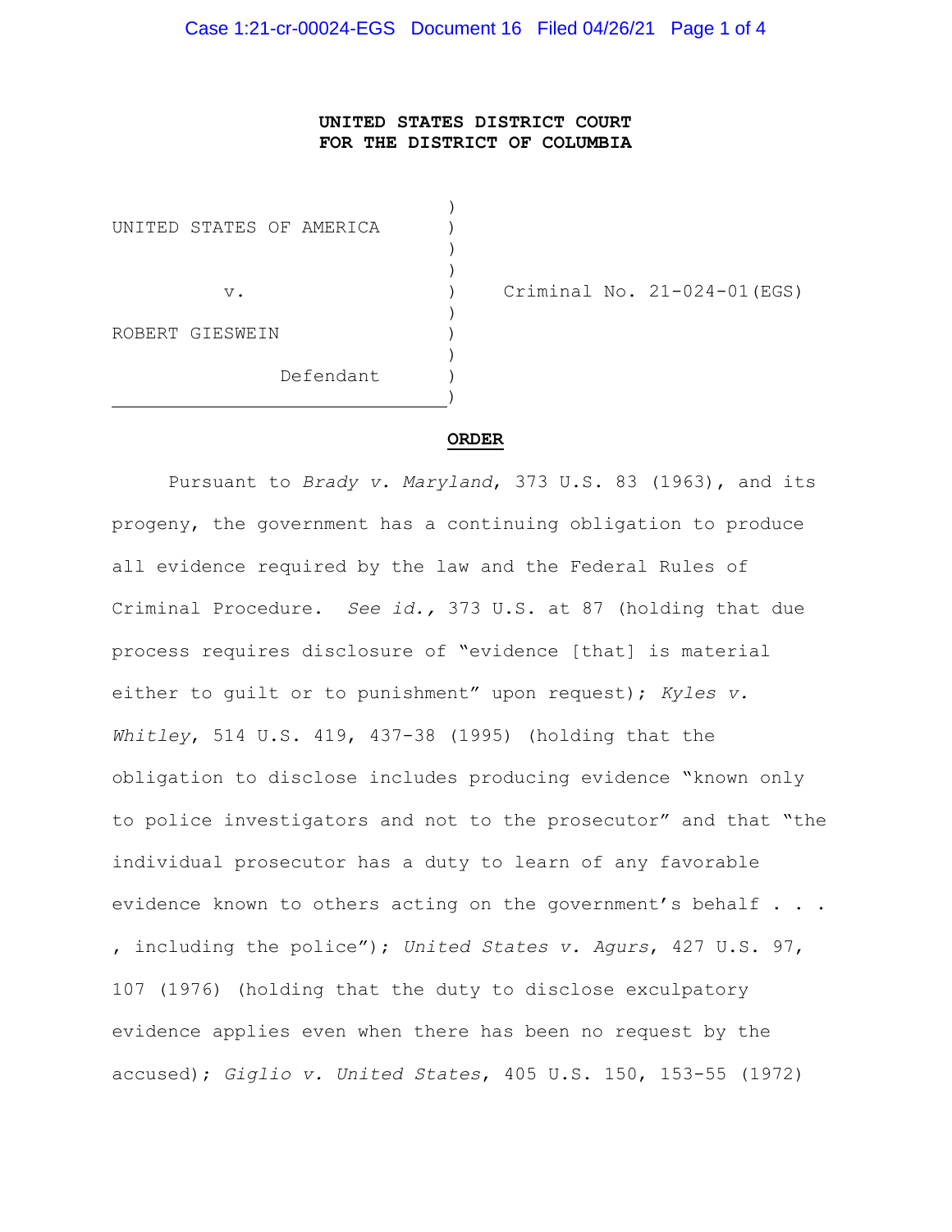**UNITED STATES DISTRICT COURT**
**FOR THE DISTRICT OF COLUMBIA**

| | |
|---|---|
| UNITED STATES OF AMERICA | |
| v. | Criminal No. 21-024-01(EGS) |
| ROBERT GIESWEIN | |
| Defendant | |

**ORDER**

Pursuant to *Brady v. Maryland*, 373 U.S. 83 (1963), and its progeny, the government has a continuing obligation to produce all evidence required by the law and the Federal Rules of Criminal Procedure. *See id.,* 373 U.S. at 87 (holding that due process requires disclosure of "evidence [that] is material either to guilt or to punishment" upon request); *Kyles v. Whitley*, 514 U.S. 419, 437-38 (1995) (holding that the obligation to disclose includes producing evidence "known only to police investigators and not to the prosecutor" and that "the individual prosecutor has a duty to learn of any favorable evidence known to others acting on the government's behalf . . . , including the police"); *United States v. Agurs*, 427 U.S. 97, 107 (1976) (holding that the duty to disclose exculpatory evidence applies even when there has been no request by the accused); *Giglio v. United States*, 405 U.S. 150, 153-55 (1972)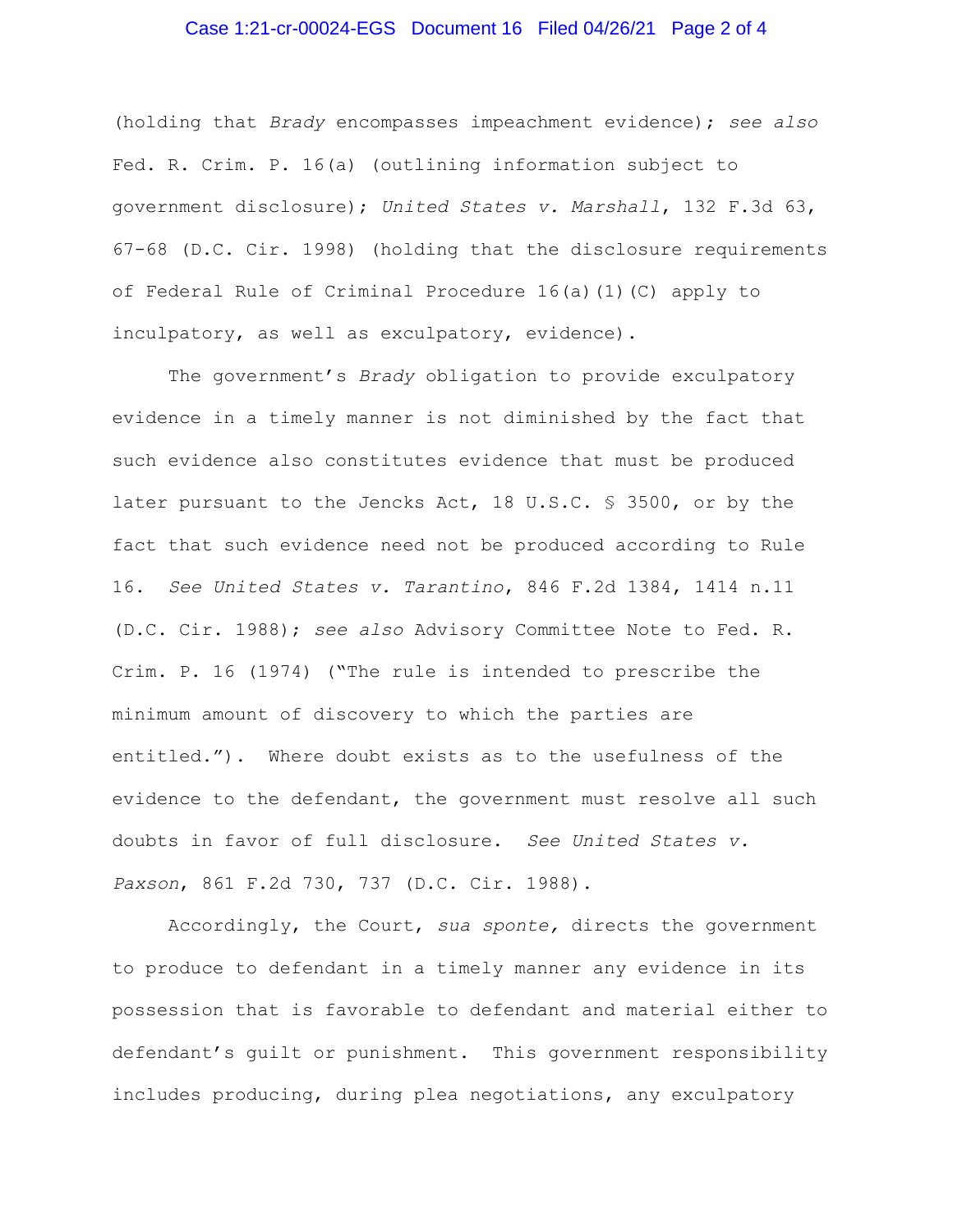(holding that *Brady* encompasses impeachment evidence); *see also* Fed. R. Crim. P. 16(a) (outlining information subject to government disclosure); *United States v. Marshall*, 132 F.3d 63, 67-68 (D.C. Cir. 1998) (holding that the disclosure requirements of Federal Rule of Criminal Procedure 16(a)(1)(C) apply to inculpatory, as well as exculpatory, evidence).

The government's *Brady* obligation to provide exculpatory evidence in a timely manner is not diminished by the fact that such evidence also constitutes evidence that must be produced later pursuant to the Jencks Act, 18 U.S.C. § 3500, or by the fact that such evidence need not be produced according to Rule 16. *See United States v. Tarantino*, 846 F.2d 1384, 1414 n.11 (D.C. Cir. 1988); *see also* Advisory Committee Note to Fed. R. Crim. P. 16 (1974) ("The rule is intended to prescribe the minimum amount of discovery to which the parties are entitled."). Where doubt exists as to the usefulness of the evidence to the defendant, the government must resolve all such doubts in favor of full disclosure. *See United States v. Paxson*, 861 F.2d 730, 737 (D.C. Cir. 1988).

Accordingly, the Court, *sua sponte,* directs the government to produce to defendant in a timely manner any evidence in its possession that is favorable to defendant and material either to defendant's guilt or punishment. This government responsibility includes producing, during plea negotiations, any exculpatory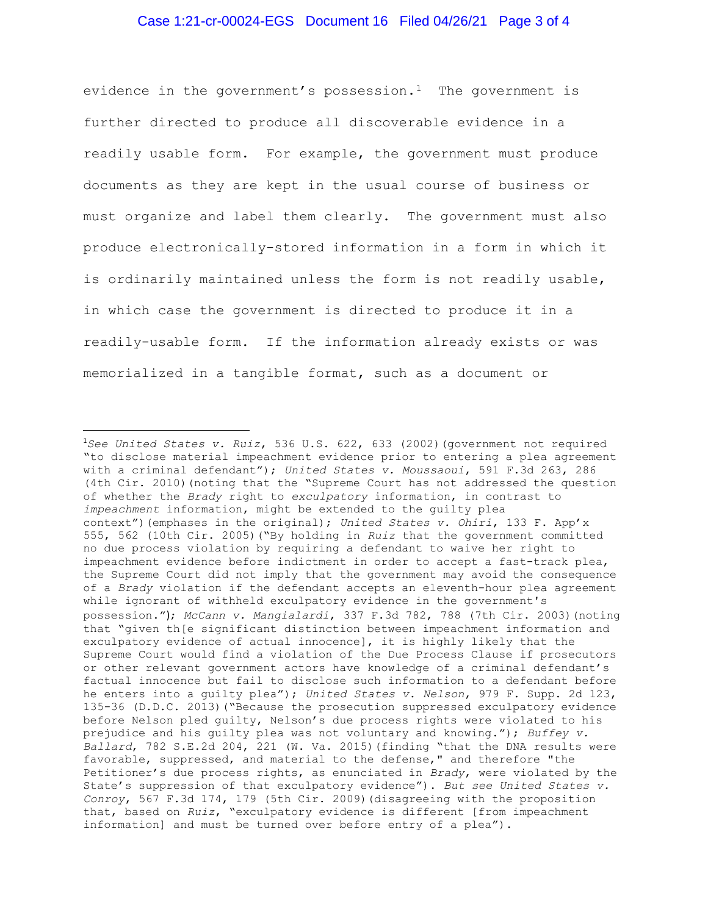evidence in the government's possession.[1] The government is further directed to produce all discoverable evidence in a readily usable form. For example, the government must produce documents as they are kept in the usual course of business or must organize and label them clearly. The government must also produce electronically-stored information in a form in which it is ordinarily maintained unless the form is not readily usable, in which case the government is directed to produce it in a readily-usable form. If the information already exists or was memorialized in a tangible format, such as a document or

---

[1]*See United States v. Ruiz*, 536 U.S. 622, 633 (2002)(government not required "to disclose material impeachment evidence prior to entering a plea agreement with a criminal defendant"); *United States v. Moussaoui*, 591 F.3d 263, 286 (4th Cir. 2010)(noting that the "Supreme Court has not addressed the question of whether the *Brady* right to *exculpatory* information, in contrast to *impeachment* information, might be extended to the guilty plea context")(emphases in the original); *United States v. Ohiri*, 133 F. App'x 555, 562 (10th Cir. 2005)("By holding in *Ruiz* that the government committed no due process violation by requiring a defendant to waive her right to impeachment evidence before indictment in order to accept a fast-track plea, the Supreme Court did not imply that the government may avoid the consequence of a *Brady* violation if the defendant accepts an eleventh-hour plea agreement while ignorant of withheld exculpatory evidence in the government's possession."); *McCann v. Mangialardi*, 337 F.3d 782, 788 (7th Cir. 2003)(noting that "given th[e significant distinction between impeachment information and exculpatory evidence of actual innocence], it is highly likely that the Supreme Court would find a violation of the Due Process Clause if prosecutors or other relevant government actors have knowledge of a criminal defendant's factual innocence but fail to disclose such information to a defendant before he enters into a guilty plea"); *United States v. Nelson*, 979 F. Supp. 2d 123, 135-36 (D.D.C. 2013)("Because the prosecution suppressed exculpatory evidence before Nelson pled guilty, Nelson's due process rights were violated to his prejudice and his guilty plea was not voluntary and knowing."); *Buffey v. Ballard*, 782 S.E.2d 204, 221 (W. Va. 2015)(finding "that the DNA results were favorable, suppressed, and material to the defense," and therefore "the Petitioner's due process rights, as enunciated in *Brady*, were violated by the State's suppression of that exculpatory evidence"). *But see United States v. Conroy*, 567 F.3d 174, 179 (5th Cir. 2009)(disagreeing with the proposition that, based on *Ruiz*, "exculpatory evidence is different [from impeachment information] and must be turned over before entry of a plea").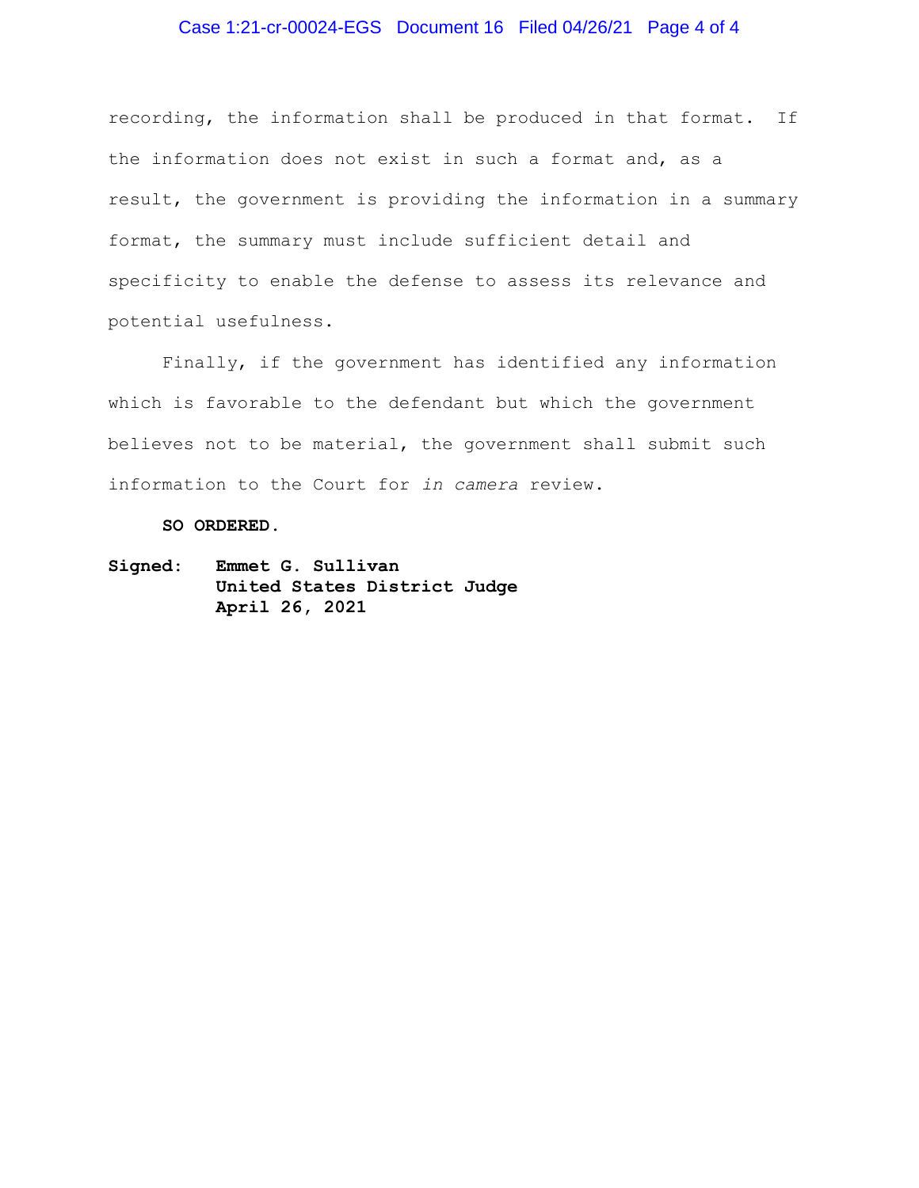recording, the information shall be produced in that format. If the information does not exist in such a format and, as a result, the government is providing the information in a summary format, the summary must include sufficient detail and specificity to enable the defense to assess its relevance and potential usefulness.

Finally, if the government has identified any information which is favorable to the defendant but which the government believes not to be material, the government shall submit such information to the Court for *in camera* review.

**SO ORDERED.**

**Signed: Emmet G. Sullivan**
**United States District Judge**
**April 26, 2021**